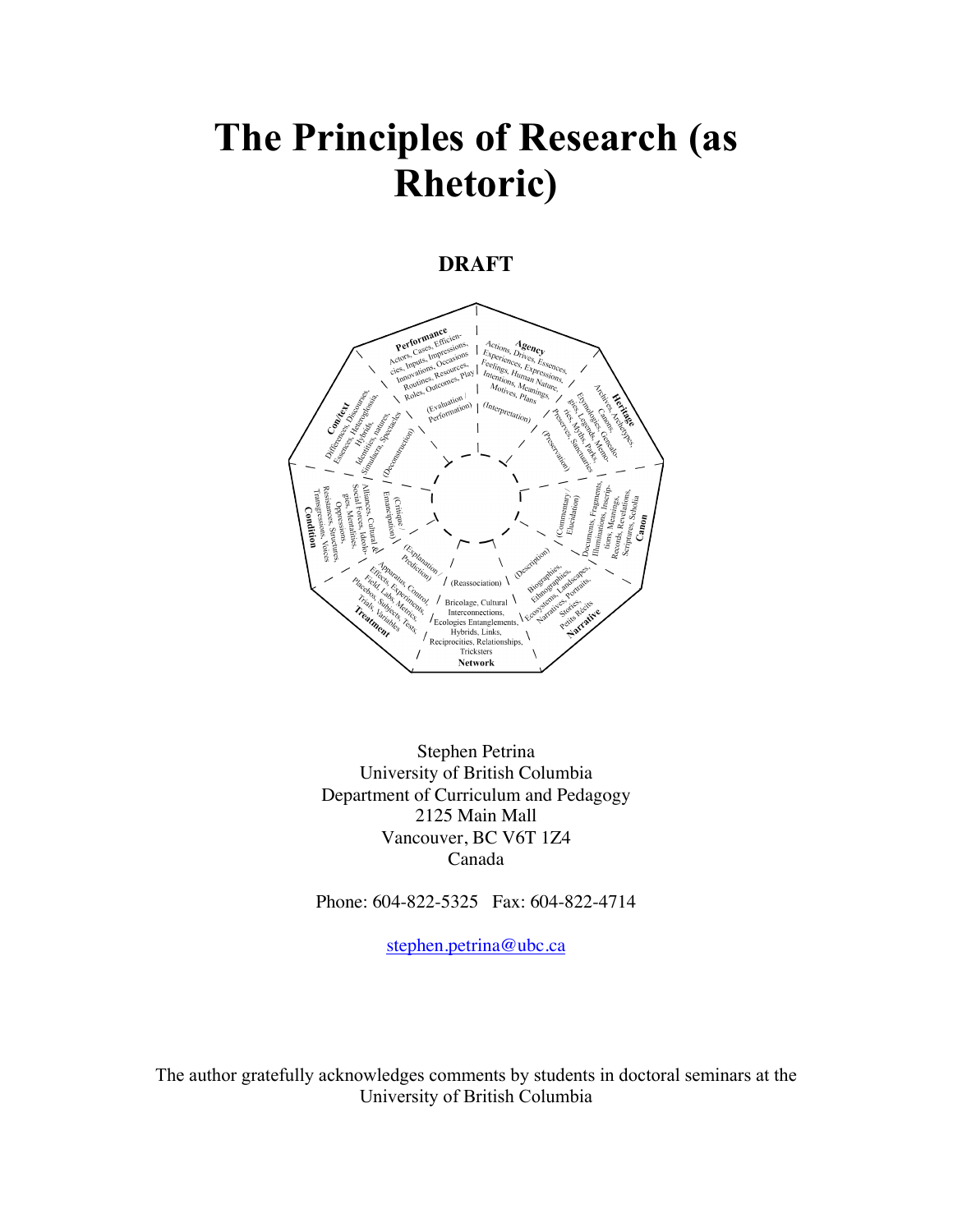# The Principles of Research (as Rhetoric)

**DRAFT**

| Segment | Terms | Mode |
|---|---|---|
| **Performance** | Actors, Cases, Efficiencies, Inputs, Impressions, Innovations, Occasions, Routines, Resources, Roles, Outcomes, Play | (Evaluation / Performance) |
| **Agency** | Actions, Drives, Essences, Experiences, Expressions, Feelings, Human Nature, Intentions, Meanings, Motives, Plans | (Interpretation) |
| **Heritage** | Archives, Archetypes, Canons, Etymologies, Genealogies, Legends, Memories, Myths, Parks, Preserves, Sanctuaries | (Preservation) |
| **Canon** | Documents, Fragments, Illuminations, Inscriptions, Meanings, Records, Revelations, Scriptures, Scholia | (Commentary / Elucidation) |
| **Narrative** | Biographies, Ethnographies, Ecosystems, Landscapes, Narratives, Portraits, Stories, Petits Récits | (Description) |
| **Network** | Bricolage, Cultural Interconnections, Ecologies Entanglements, Hybrids, Links, Reciprocities, Relationships, Tricksters | (Reassociation) |
| **Treatment** | Apparatus, Control, Effects, Experiments, Field, Labs, Metrics, Placebos, Subjects, Tests, Trials, Variables | (Explanation / Prediction) |
| **Condition** | Alliances, Cultural & Social Forces, Ideologies, Mentalities, Oppressions, Resistances, Structures, Transgressions, Voices | (Critique / Emancipation) |
| **Context** | Differences, Discourses, Essences, Heteroglossia, Hybrids, Identities, natures, Simulacra, Spectacles | (Deconstruction) |

Stephen Petrina
University of British Columbia
Department of Curriculum and Pedagogy
2125 Main Mall
Vancouver, BC V6T 1Z4
Canada

Phone: 604-822-5325 Fax: 604-822-4714

stephen.petrina@ubc.ca

The author gratefully acknowledges comments by students in doctoral seminars at the University of British Columbia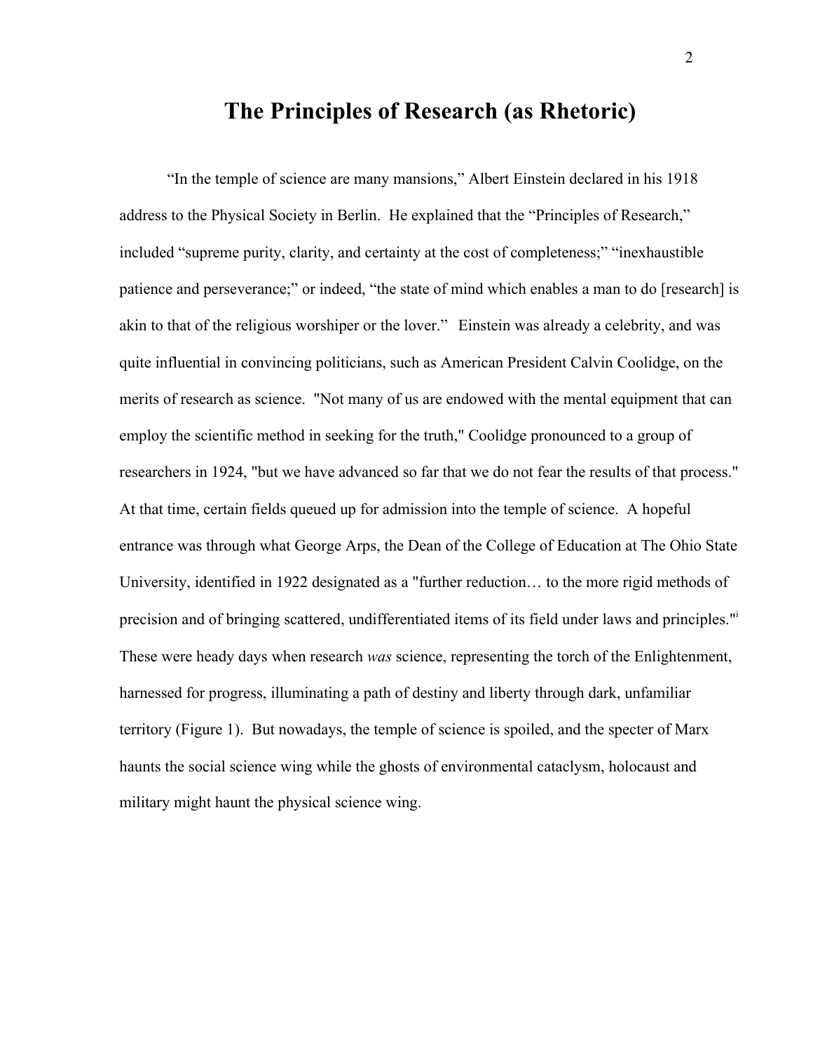# The Principles of Research (as Rhetoric)

"In the temple of science are many mansions," Albert Einstein declared in his 1918 address to the Physical Society in Berlin. He explained that the "Principles of Research," included "supreme purity, clarity, and certainty at the cost of completeness;" "inexhaustible patience and perseverance;" or indeed, "the state of mind which enables a man to do [research] is akin to that of the religious worshiper or the lover." Einstein was already a celebrity, and was quite influential in convincing politicians, such as American President Calvin Coolidge, on the merits of research as science. "Not many of us are endowed with the mental equipment that can employ the scientific method in seeking for the truth," Coolidge pronounced to a group of researchers in 1924, "but we have advanced so far that we do not fear the results of that process." At that time, certain fields queued up for admission into the temple of science. A hopeful entrance was through what George Arps, the Dean of the College of Education at The Ohio State University, identified in 1922 designated as a "further reduction… to the more rigid methods of precision and of bringing scattered, undifferentiated items of its field under laws and principles."[i] These were heady days when research *was* science, representing the torch of the Enlightenment, harnessed for progress, illuminating a path of destiny and liberty through dark, unfamiliar territory (Figure 1). But nowadays, the temple of science is spoiled, and the specter of Marx haunts the social science wing while the ghosts of environmental cataclysm, holocaust and military might haunt the physical science wing.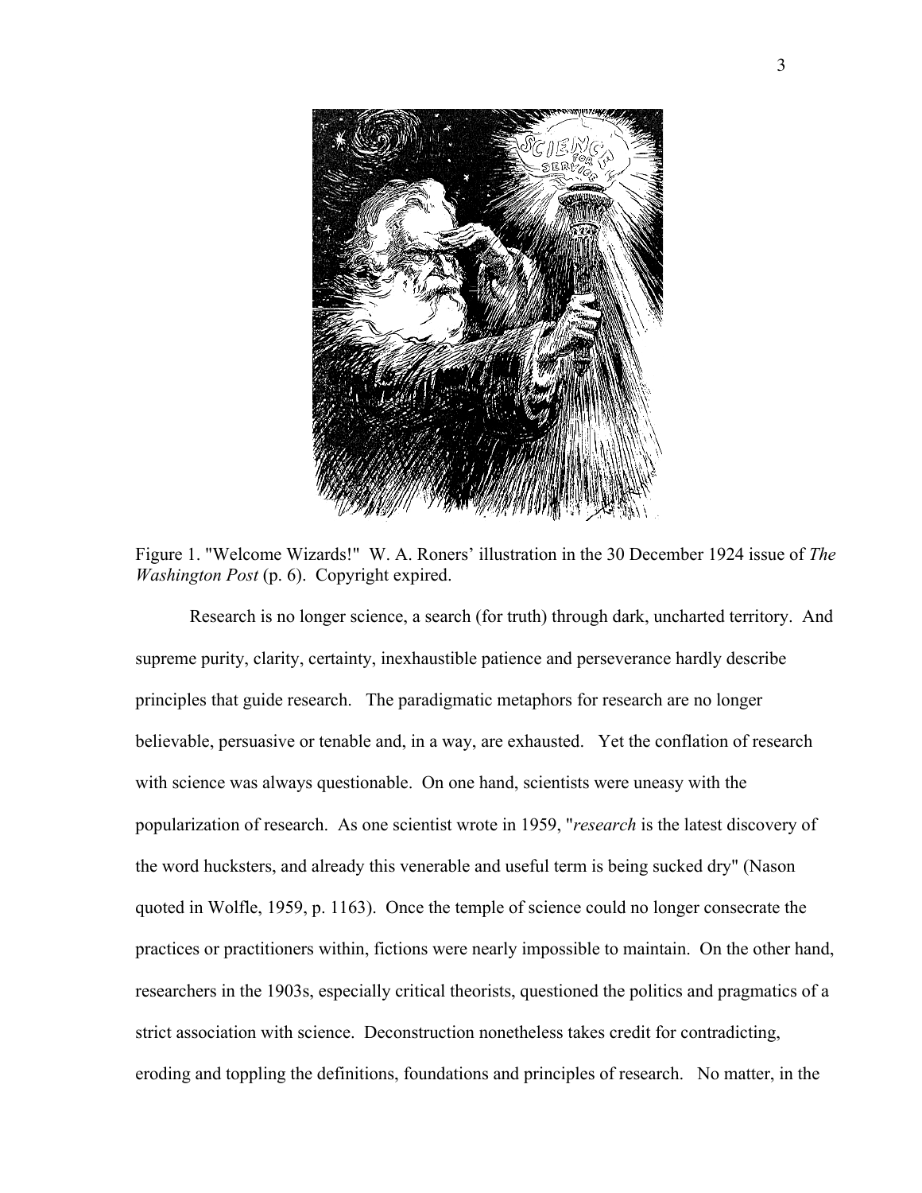Figure 1. "Welcome Wizards!" W. A. Roners' illustration in the 30 December 1924 issue of *The Washington Post* (p. 6). Copyright expired.

Research is no longer science, a search (for truth) through dark, uncharted territory. And supreme purity, clarity, certainty, inexhaustible patience and perseverance hardly describe principles that guide research. The paradigmatic metaphors for research are no longer believable, persuasive or tenable and, in a way, are exhausted. Yet the conflation of research with science was always questionable. On one hand, scientists were uneasy with the popularization of research. As one scientist wrote in 1959, "*research* is the latest discovery of the word hucksters, and already this venerable and useful term is being sucked dry" (Nason quoted in Wolfle, 1959, p. 1163). Once the temple of science could no longer consecrate the practices or practitioners within, fictions were nearly impossible to maintain. On the other hand, researchers in the 1903s, especially critical theorists, questioned the politics and pragmatics of a strict association with science. Deconstruction nonetheless takes credit for contradicting, eroding and toppling the definitions, foundations and principles of research. No matter, in the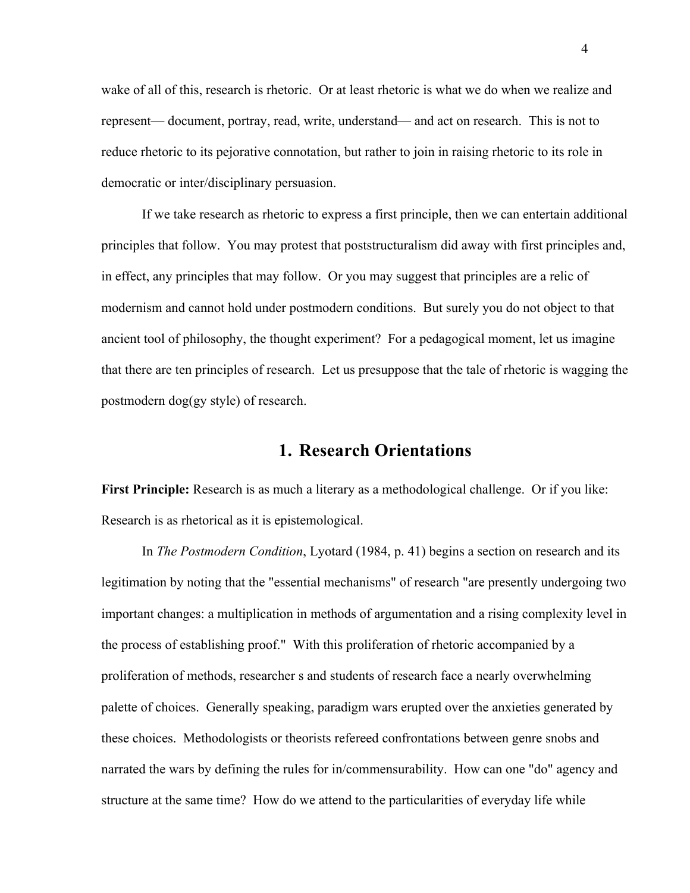wake of all of this, research is rhetoric. Or at least rhetoric is what we do when we realize and represent— document, portray, read, write, understand— and act on research. This is not to reduce rhetoric to its pejorative connotation, but rather to join in raising rhetoric to its role in democratic or inter/disciplinary persuasion.

If we take research as rhetoric to express a first principle, then we can entertain additional principles that follow. You may protest that poststructuralism did away with first principles and, in effect, any principles that may follow. Or you may suggest that principles are a relic of modernism and cannot hold under postmodern conditions. But surely you do not object to that ancient tool of philosophy, the thought experiment? For a pedagogical moment, let us imagine that there are ten principles of research. Let us presuppose that the tale of rhetoric is wagging the postmodern dog(gy style) of research.

## 1. Research Orientations

**First Principle:** Research is as much a literary as a methodological challenge. Or if you like: Research is as rhetorical as it is epistemological.

In *The Postmodern Condition*, Lyotard (1984, p. 41) begins a section on research and its legitimation by noting that the "essential mechanisms" of research "are presently undergoing two important changes: a multiplication in methods of argumentation and a rising complexity level in the process of establishing proof." With this proliferation of rhetoric accompanied by a proliferation of methods, researcher s and students of research face a nearly overwhelming palette of choices. Generally speaking, paradigm wars erupted over the anxieties generated by these choices. Methodologists or theorists refereed confrontations between genre snobs and narrated the wars by defining the rules for in/commensurability. How can one "do" agency and structure at the same time? How do we attend to the particularities of everyday life while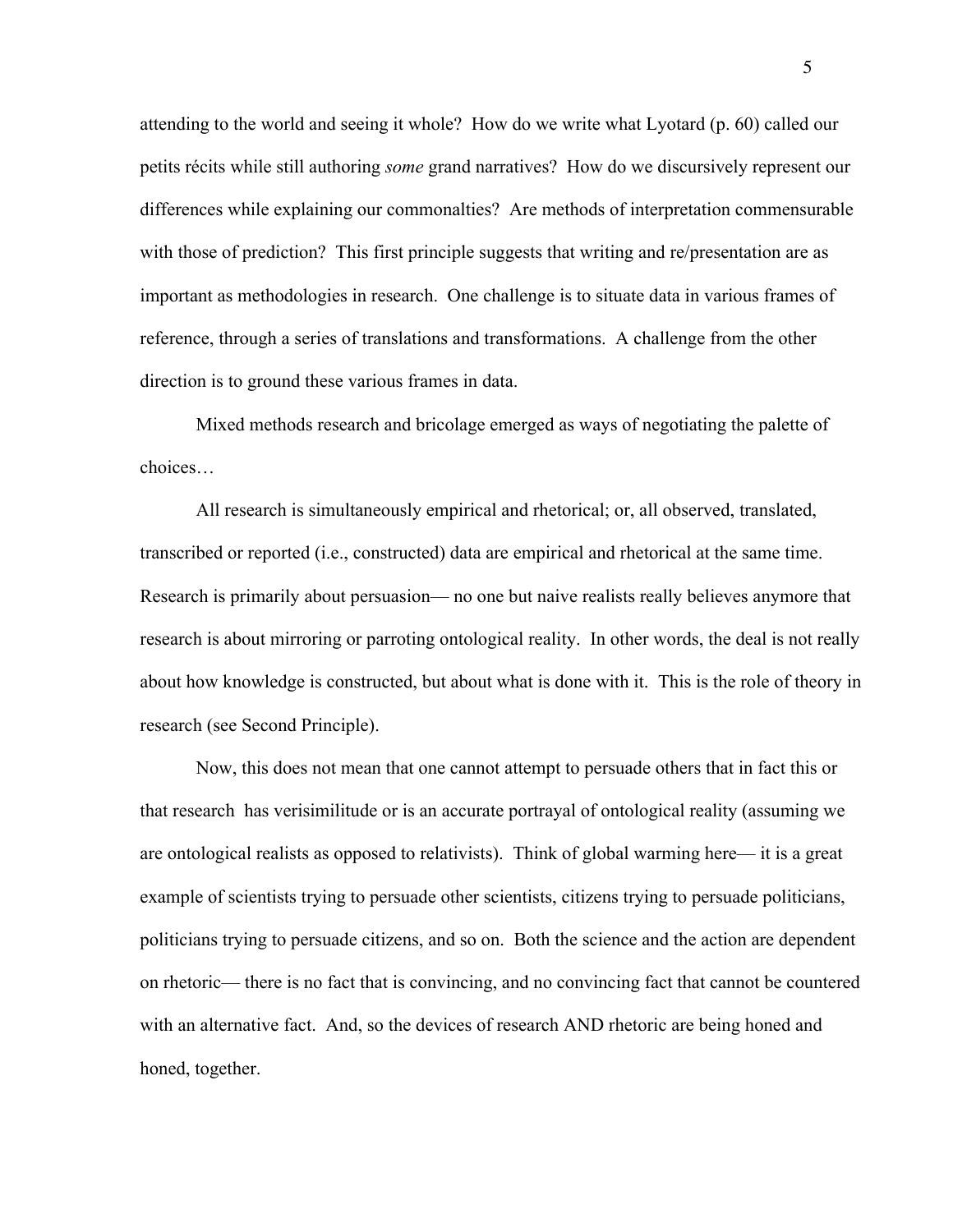attending to the world and seeing it whole? How do we write what Lyotard (p. 60) called our petits récits while still authoring *some* grand narratives? How do we discursively represent our differences while explaining our commonalties? Are methods of interpretation commensurable with those of prediction? This first principle suggests that writing and re/presentation are as important as methodologies in research. One challenge is to situate data in various frames of reference, through a series of translations and transformations. A challenge from the other direction is to ground these various frames in data.

Mixed methods research and bricolage emerged as ways of negotiating the palette of choices…

All research is simultaneously empirical and rhetorical; or, all observed, translated, transcribed or reported (i.e., constructed) data are empirical and rhetorical at the same time. Research is primarily about persuasion— no one but naive realists really believes anymore that research is about mirroring or parroting ontological reality. In other words, the deal is not really about how knowledge is constructed, but about what is done with it. This is the role of theory in research (see Second Principle).

Now, this does not mean that one cannot attempt to persuade others that in fact this or that research has verisimilitude or is an accurate portrayal of ontological reality (assuming we are ontological realists as opposed to relativists). Think of global warming here— it is a great example of scientists trying to persuade other scientists, citizens trying to persuade politicians, politicians trying to persuade citizens, and so on. Both the science and the action are dependent on rhetoric— there is no fact that is convincing, and no convincing fact that cannot be countered with an alternative fact. And, so the devices of research AND rhetoric are being honed and honed, together.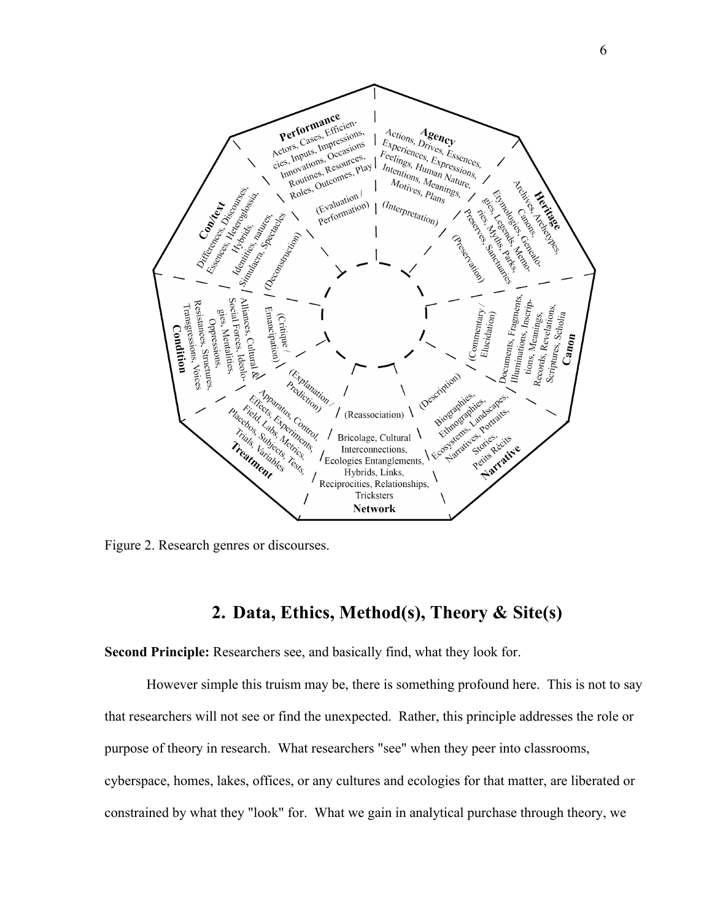Figure 2. Research genres or discourses.

## 2. Data, Ethics, Method(s), Theory & Site(s)

**Second Principle:** Researchers see, and basically find, what they look for.

However simple this truism may be, there is something profound here. This is not to say that researchers will not see or find the unexpected. Rather, this principle addresses the role or purpose of theory in research. What researchers "see" when they peer into classrooms, cyberspace, homes, lakes, offices, or any cultures and ecologies for that matter, are liberated or constrained by what they "look" for. What we gain in analytical purchase through theory, we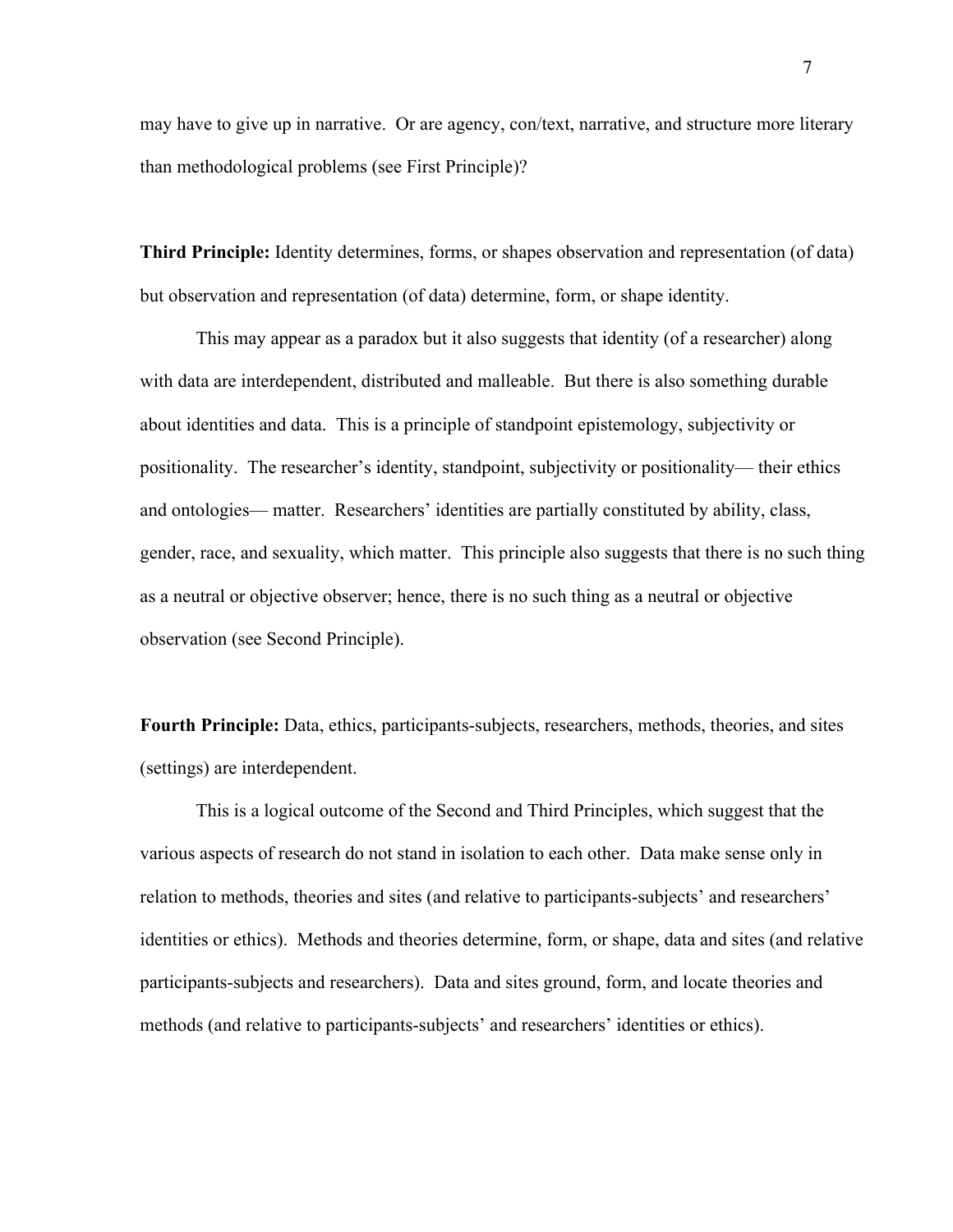may have to give up in narrative. Or are agency, con/text, narrative, and structure more literary than methodological problems (see First Principle)?

**Third Principle:** Identity determines, forms, or shapes observation and representation (of data) but observation and representation (of data) determine, form, or shape identity.

This may appear as a paradox but it also suggests that identity (of a researcher) along with data are interdependent, distributed and malleable. But there is also something durable about identities and data. This is a principle of standpoint epistemology, subjectivity or positionality. The researcher's identity, standpoint, subjectivity or positionality— their ethics and ontologies— matter. Researchers' identities are partially constituted by ability, class, gender, race, and sexuality, which matter. This principle also suggests that there is no such thing as a neutral or objective observer; hence, there is no such thing as a neutral or objective observation (see Second Principle).

**Fourth Principle:** Data, ethics, participants-subjects, researchers, methods, theories, and sites (settings) are interdependent.

This is a logical outcome of the Second and Third Principles, which suggest that the various aspects of research do not stand in isolation to each other. Data make sense only in relation to methods, theories and sites (and relative to participants-subjects' and researchers' identities or ethics). Methods and theories determine, form, or shape, data and sites (and relative participants-subjects and researchers). Data and sites ground, form, and locate theories and methods (and relative to participants-subjects' and researchers' identities or ethics).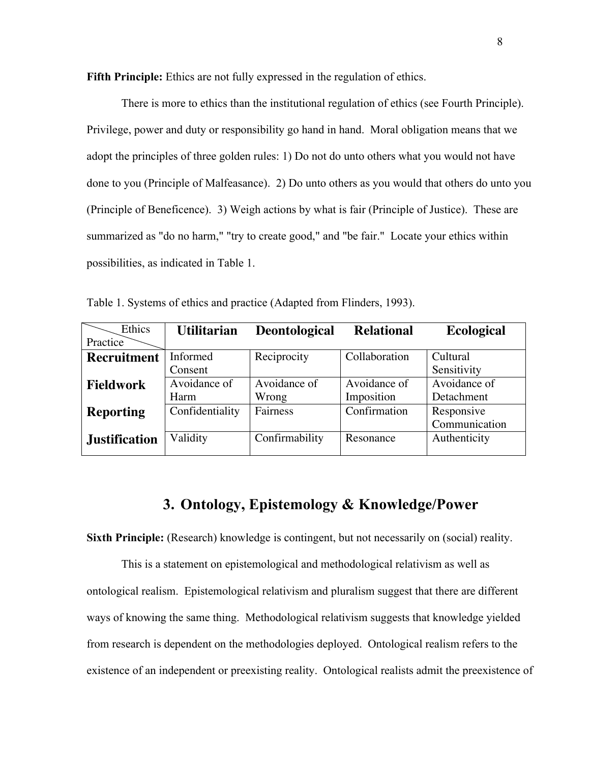**Fifth Principle:** Ethics are not fully expressed in the regulation of ethics.

There is more to ethics than the institutional regulation of ethics (see Fourth Principle). Privilege, power and duty or responsibility go hand in hand. Moral obligation means that we adopt the principles of three golden rules: 1) Do not do unto others what you would not have done to you (Principle of Malfeasance). 2) Do unto others as you would that others do unto you (Principle of Beneficence). 3) Weigh actions by what is fair (Principle of Justice). These are summarized as "do no harm," "try to create good," and "be fair." Locate your ethics within possibilities, as indicated in Table 1.

Table 1. Systems of ethics and practice (Adapted from Flinders, 1993).

| Ethics / Practice | **Utilitarian** | **Deontological** | **Relational** | **Ecological** |
|---|---|---|---|---|
| **Recruitment** | Informed Consent | Reciprocity | Collaboration | Cultural Sensitivity |
| **Fieldwork** | Avoidance of Harm | Avoidance of Wrong | Avoidance of Imposition | Avoidance of Detachment |
| **Reporting** | Confidentiality | Fairness | Confirmation | Responsive Communication |
| **Justification** | Validity | Confirmability | Resonance | Authenticity |

## 3. Ontology, Epistemology & Knowledge/Power

**Sixth Principle:** (Research) knowledge is contingent, but not necessarily on (social) reality.

This is a statement on epistemological and methodological relativism as well as ontological realism. Epistemological relativism and pluralism suggest that there are different ways of knowing the same thing. Methodological relativism suggests that knowledge yielded from research is dependent on the methodologies deployed. Ontological realism refers to the existence of an independent or preexisting reality. Ontological realists admit the preexistence of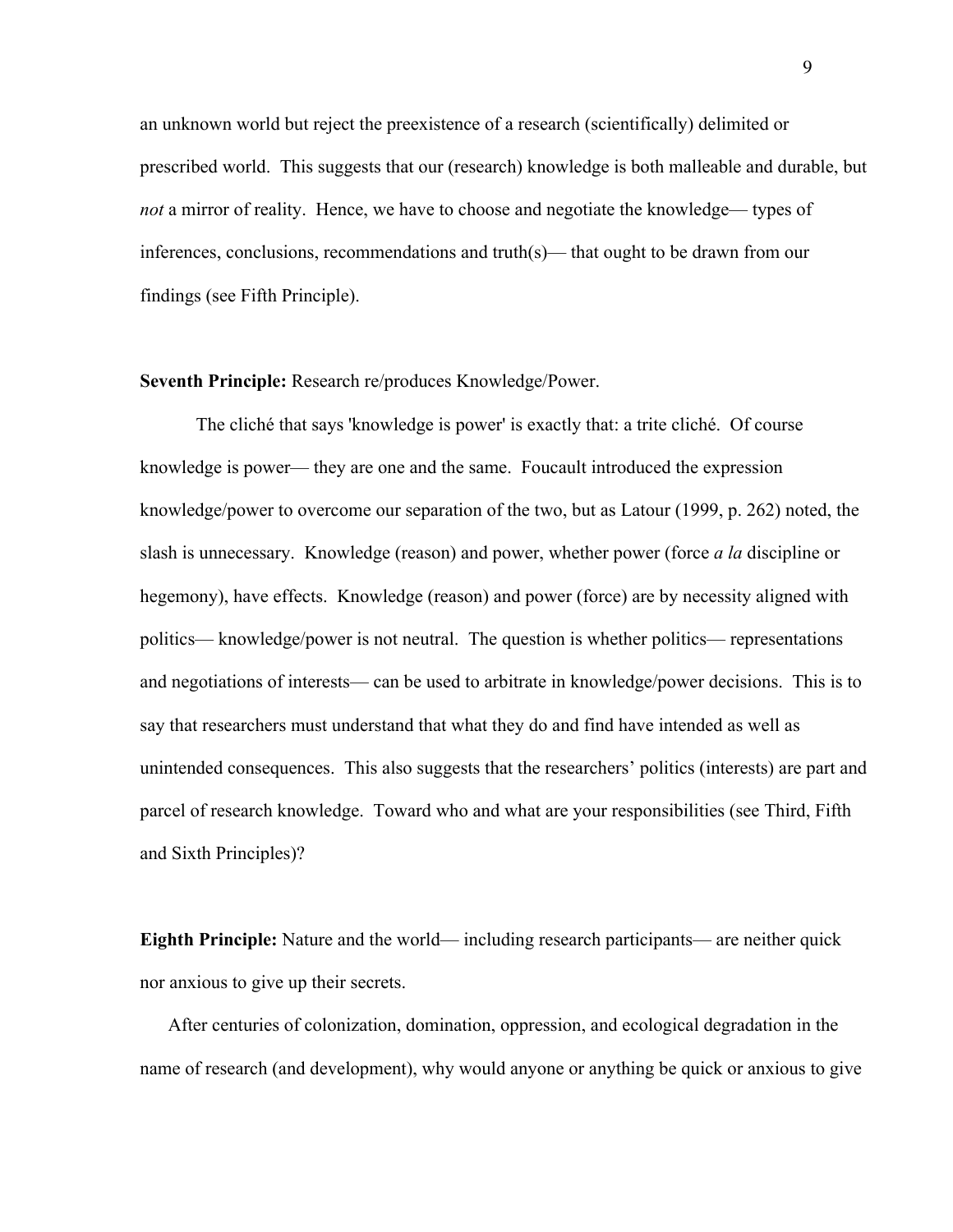an unknown world but reject the preexistence of a research (scientifically) delimited or prescribed world. This suggests that our (research) knowledge is both malleable and durable, but *not* a mirror of reality. Hence, we have to choose and negotiate the knowledge— types of inferences, conclusions, recommendations and truth(s)— that ought to be drawn from our findings (see Fifth Principle).

**Seventh Principle:** Research re/produces Knowledge/Power.

The cliché that says 'knowledge is power' is exactly that: a trite cliché. Of course knowledge is power— they are one and the same. Foucault introduced the expression knowledge/power to overcome our separation of the two, but as Latour (1999, p. 262) noted, the slash is unnecessary. Knowledge (reason) and power, whether power (force *a la* discipline or hegemony), have effects. Knowledge (reason) and power (force) are by necessity aligned with politics— knowledge/power is not neutral. The question is whether politics— representations and negotiations of interests— can be used to arbitrate in knowledge/power decisions. This is to say that researchers must understand that what they do and find have intended as well as unintended consequences. This also suggests that the researchers' politics (interests) are part and parcel of research knowledge. Toward who and what are your responsibilities (see Third, Fifth and Sixth Principles)?

**Eighth Principle:** Nature and the world— including research participants— are neither quick nor anxious to give up their secrets.

After centuries of colonization, domination, oppression, and ecological degradation in the name of research (and development), why would anyone or anything be quick or anxious to give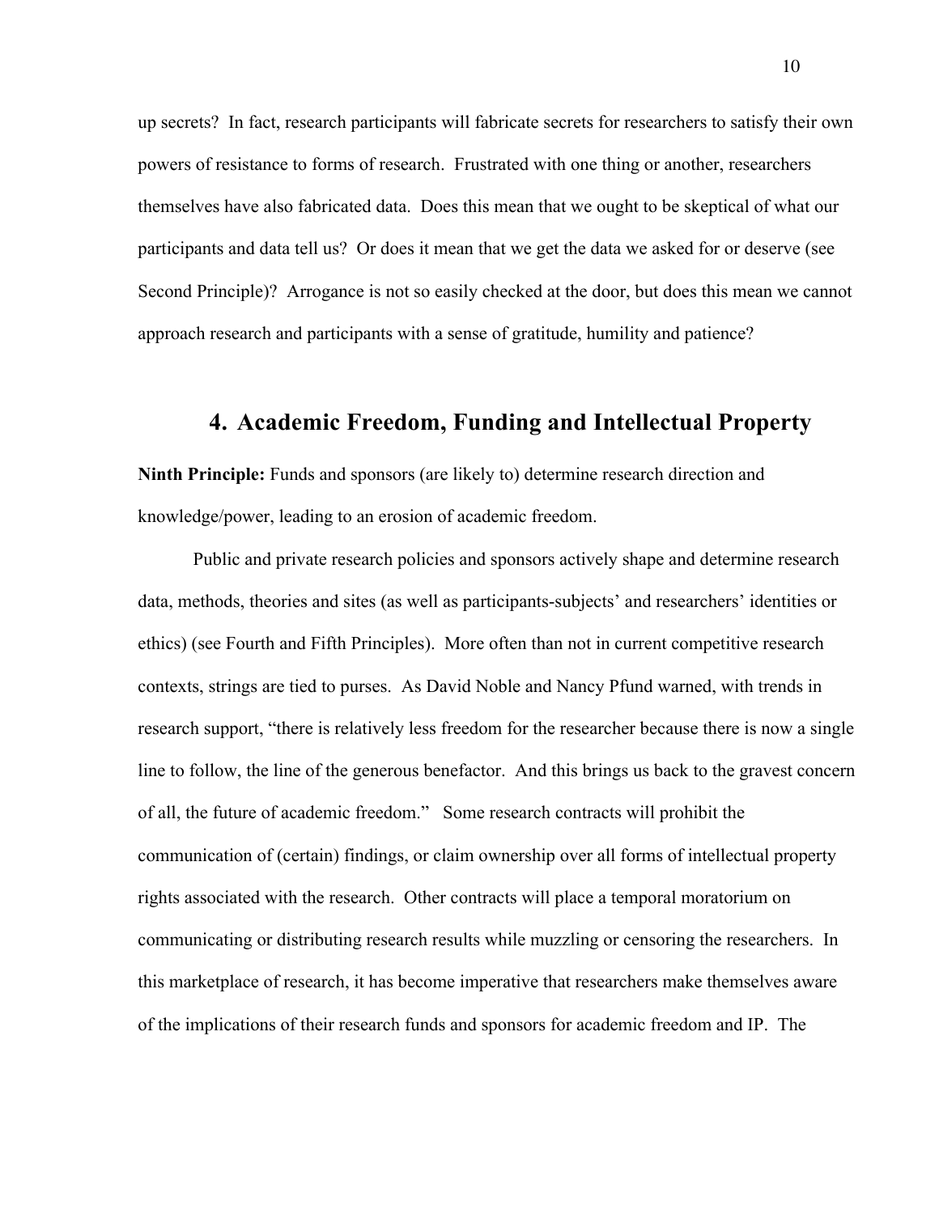up secrets? In fact, research participants will fabricate secrets for researchers to satisfy their own powers of resistance to forms of research. Frustrated with one thing or another, researchers themselves have also fabricated data. Does this mean that we ought to be skeptical of what our participants and data tell us? Or does it mean that we get the data we asked for or deserve (see Second Principle)? Arrogance is not so easily checked at the door, but does this mean we cannot approach research and participants with a sense of gratitude, humility and patience?

## 4. Academic Freedom, Funding and Intellectual Property

**Ninth Principle:** Funds and sponsors (are likely to) determine research direction and knowledge/power, leading to an erosion of academic freedom.

Public and private research policies and sponsors actively shape and determine research data, methods, theories and sites (as well as participants-subjects' and researchers' identities or ethics) (see Fourth and Fifth Principles). More often than not in current competitive research contexts, strings are tied to purses. As David Noble and Nancy Pfund warned, with trends in research support, "there is relatively less freedom for the researcher because there is now a single line to follow, the line of the generous benefactor. And this brings us back to the gravest concern of all, the future of academic freedom." Some research contracts will prohibit the communication of (certain) findings, or claim ownership over all forms of intellectual property rights associated with the research. Other contracts will place a temporal moratorium on communicating or distributing research results while muzzling or censoring the researchers. In this marketplace of research, it has become imperative that researchers make themselves aware of the implications of their research funds and sponsors for academic freedom and IP. The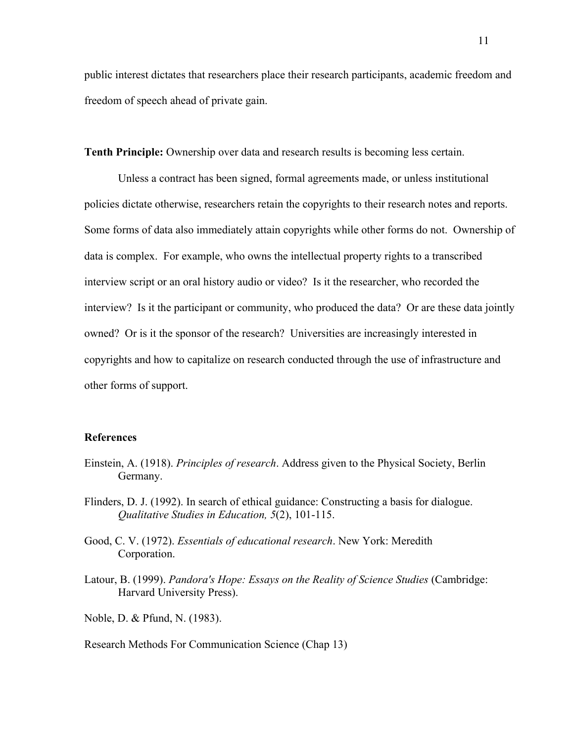public interest dictates that researchers place their research participants, academic freedom and freedom of speech ahead of private gain.

**Tenth Principle:** Ownership over data and research results is becoming less certain.

Unless a contract has been signed, formal agreements made, or unless institutional policies dictate otherwise, researchers retain the copyrights to their research notes and reports. Some forms of data also immediately attain copyrights while other forms do not. Ownership of data is complex. For example, who owns the intellectual property rights to a transcribed interview script or an oral history audio or video? Is it the researcher, who recorded the interview? Is it the participant or community, who produced the data? Or are these data jointly owned? Or is it the sponsor of the research? Universities are increasingly interested in copyrights and how to capitalize on research conducted through the use of infrastructure and other forms of support.

### References

Einstein, A. (1918). *Principles of research*. Address given to the Physical Society, Berlin Germany.

Flinders, D. J. (1992). In search of ethical guidance: Constructing a basis for dialogue. *Qualitative Studies in Education, 5*(2), 101-115.

Good, C. V. (1972). *Essentials of educational research*. New York: Meredith Corporation.

Latour, B. (1999). *Pandora's Hope: Essays on the Reality of Science Studies* (Cambridge: Harvard University Press).

Noble, D. & Pfund, N. (1983).

Research Methods For Communication Science (Chap 13)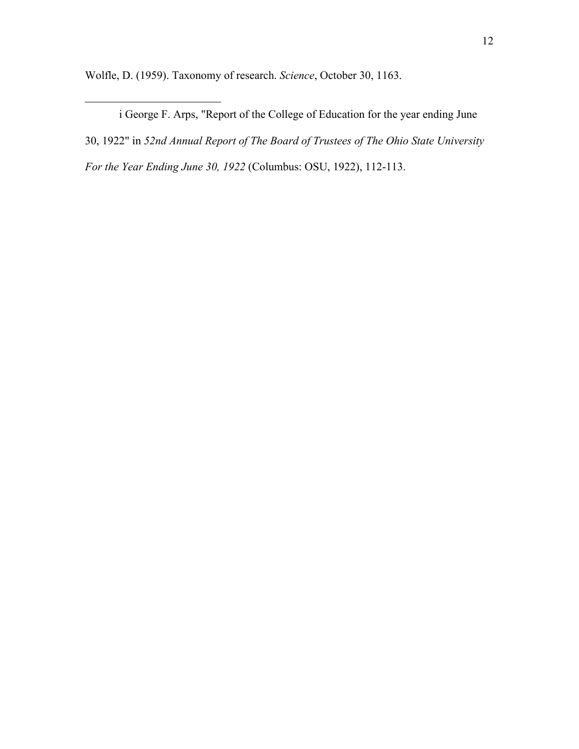Wolfle, D. (1959). Taxonomy of research. *Science*, October 30, 1163.

---

i George F. Arps, "Report of the College of Education for the year ending June 30, 1922" in *52nd Annual Report of The Board of Trustees of The Ohio State University For the Year Ending June 30, 1922* (Columbus: OSU, 1922), 112-113.